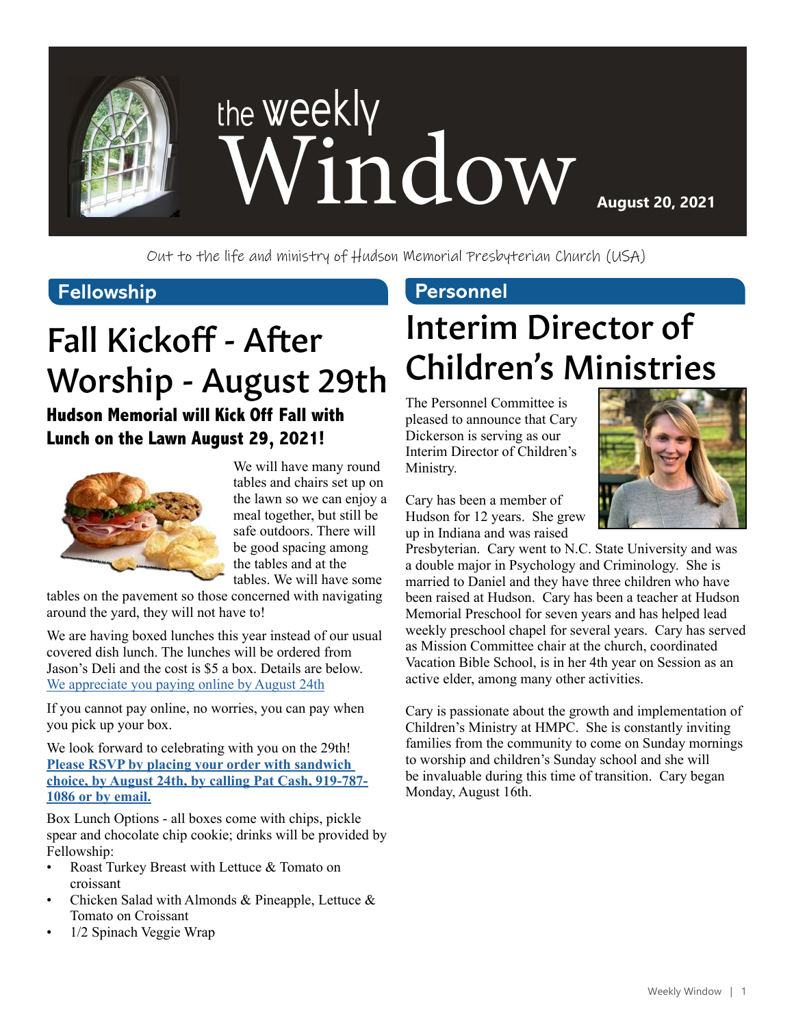# the weekly Window

**August 20, 2021**

Out to the life and ministry of Hudson Memorial Presbyterian Church (USA)

## Fellowship

# Fall Kickoff - After Worship - August 29th

### Hudson Memorial will Kick Off Fall with Lunch on the Lawn August 29, 2021!

We will have many round tables and chairs set up on the lawn so we can enjoy a meal together, but still be safe outdoors. There will be good spacing among the tables and at the tables. We will have some tables on the pavement so those concerned with navigating around the yard, they will not have to!

We are having boxed lunches this year instead of our usual covered dish lunch. The lunches will be ordered from Jason's Deli and the cost is $5 a box. Details are below. We appreciate you paying online by August 24th

If you cannot pay online, no worries, you can pay when you pick up your box.

We look forward to celebrating with you on the 29th! **Please RSVP by placing your order with sandwich choice, by August 24th, by calling Pat Cash, 919-787-1086 or by email.**

Box Lunch Options - all boxes come with chips, pickle spear and chocolate chip cookie; drinks will be provided by Fellowship:

- Roast Turkey Breast with Lettuce & Tomato on croissant
- Chicken Salad with Almonds & Pineapple, Lettuce & Tomato on Croissant
- 1/2 Spinach Veggie Wrap

## Personnel

# Interim Director of Children's Ministries

The Personnel Committee is pleased to announce that Cary Dickerson is serving as our Interim Director of Children's Ministry.

Cary has been a member of Hudson for 12 years. She grew up in Indiana and was raised Presbyterian. Cary went to N.C. State University and was a double major in Psychology and Criminology. She is married to Daniel and they have three children who have been raised at Hudson. Cary has been a teacher at Hudson Memorial Preschool for seven years and has helped lead weekly preschool chapel for several years. Cary has served as Mission Committee chair at the church, coordinated Vacation Bible School, is in her 4th year on Session as an active elder, among many other activities.

Cary is passionate about the growth and implementation of Children's Ministry at HMPC. She is constantly inviting families from the community to come on Sunday mornings to worship and children's Sunday school and she will be invaluable during this time of transition. Cary began Monday, August 16th.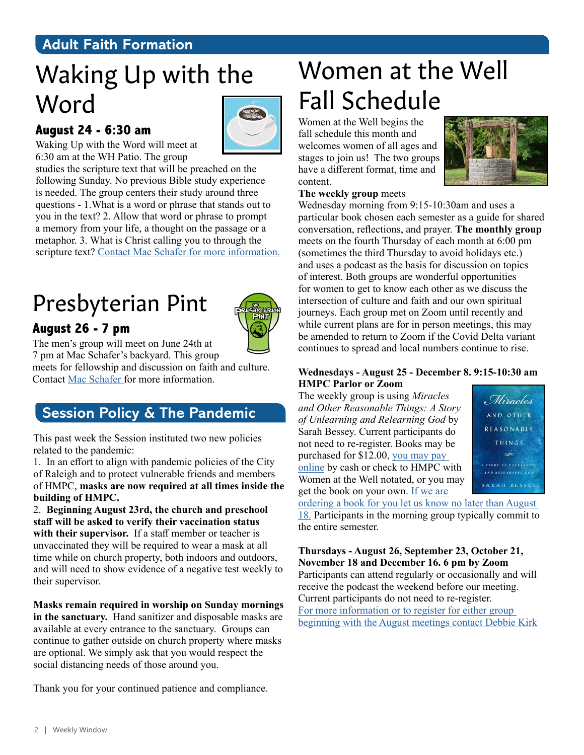## Adult Faith Formation

# Waking Up with the Word

### August 24 - 6:30 am

Waking Up with the Word will meet at 6:30 am at the WH Patio. The group studies the scripture text that will be preached on the following Sunday. No previous Bible study experience is needed. The group centers their study around three questions - 1.What is a word or phrase that stands out to you in the text? 2. Allow that word or phrase to prompt a memory from your life, a thought on the passage or a metaphor. 3. What is Christ calling you to through the scripture text? Contact Mac Schafer for more information.

# Presbyterian Pint

### August 26 - 7 pm

The men's group will meet on June 24th at 7 pm at Mac Schafer's backyard. This group meets for fellowship and discussion on faith and culture. Contact Mac Schafer for more information.

## Session Policy & The Pandemic

This past week the Session instituted two new policies related to the pandemic:

1. In an effort to align with pandemic policies of the City of Raleigh and to protect vulnerable friends and members of HMPC, **masks are now required at all times inside the building of HMPC.**
2. **Beginning August 23rd, the church and preschool staff will be asked to verify their vaccination status with their supervisor.** If a staff member or teacher is unvaccinated they will be required to wear a mask at all time while on church property, both indoors and outdoors, and will need to show evidence of a negative test weekly to their supervisor.

**Masks remain required in worship on Sunday mornings in the sanctuary.** Hand sanitizer and disposable masks are available at every entrance to the sanctuary. Groups can continue to gather outside on church property where masks are optional. We simply ask that you would respect the social distancing needs of those around you.

Thank you for your continued patience and compliance.

# Women at the Well Fall Schedule

Women at the Well begins the fall schedule this month and welcomes women of all ages and stages to join us! The two groups have a different format, time and content.

**The weekly group** meets Wednesday morning from 9:15-10:30am and uses a particular book chosen each semester as a guide for shared conversation, reflections, and prayer. **The monthly group** meets on the fourth Thursday of each month at 6:00 pm (sometimes the third Thursday to avoid holidays etc.) and uses a podcast as the basis for discussion on topics of interest. Both groups are wonderful opportunities for women to get to know each other as we discuss the intersection of culture and faith and our own spiritual journeys. Each group met on Zoom until recently and while current plans are for in person meetings, this may be amended to return to Zoom if the Covid Delta variant continues to spread and local numbers continue to rise.

**Wednesdays - August 25 - December 8. 9:15-10:30 am HMPC Parlor or Zoom**

The weekly group is using *Miracles and Other Reasonable Things: A Story of Unlearning and Relearning God* by Sarah Bessey. Current participants do not need to re-register. Books may be purchased for $12.00, you may pay online by cash or check to HMPC with Women at the Well notated, or you may get the book on your own. If we are ordering a book for you let us know no later than August 18. Participants in the morning group typically commit to the entire semester.

**Thursdays - August 26, September 23, October 21, November 18 and December 16. 6 pm by Zoom**

Participants can attend regularly or occasionally and will receive the podcast the weekend before our meeting. Current participants do not need to re-register. For more information or to register for either group beginning with the August meetings contact Debbie Kirk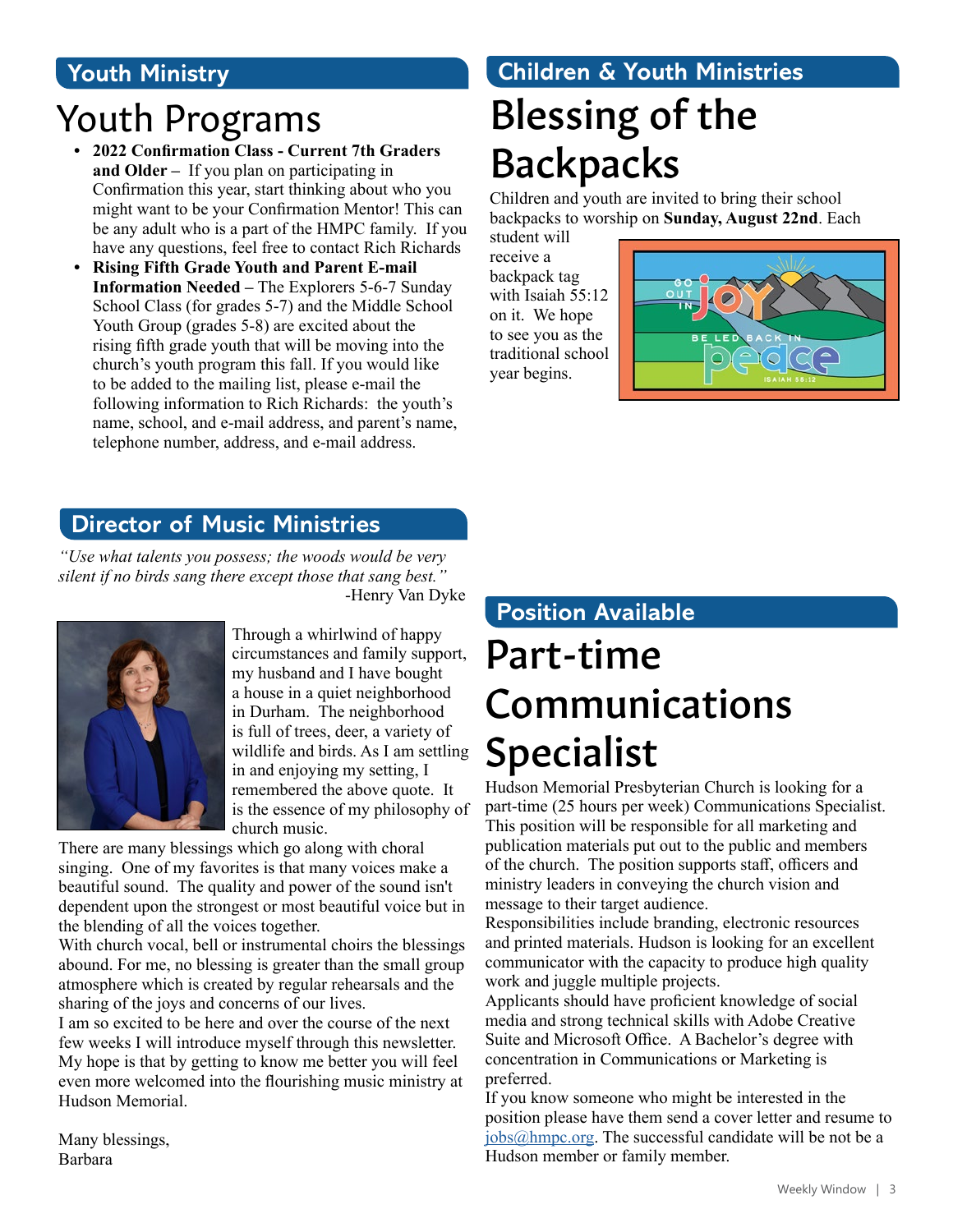## Youth Ministry

# Youth Programs

- **2022 Confirmation Class - Current 7th Graders and Older –** If you plan on participating in Confirmation this year, start thinking about who you might want to be your Confirmation Mentor! This can be any adult who is a part of the HMPC family. If you have any questions, feel free to contact Rich Richards
- **Rising Fifth Grade Youth and Parent E-mail Information Needed –** The Explorers 5-6-7 Sunday School Class (for grades 5-7) and the Middle School Youth Group (grades 5-8) are excited about the rising fifth grade youth that will be moving into the church's youth program this fall. If you would like to be added to the mailing list, please e-mail the following information to Rich Richards: the youth's name, school, and e-mail address, and parent's name, telephone number, address, and e-mail address.

## Children & Youth Ministries

# Blessing of the Backpacks

Children and youth are invited to bring their school backpacks to worship on **Sunday, August 22nd**. Each student will receive a backpack tag with Isaiah 55:12 on it. We hope to see you as the traditional school year begins.

## Director of Music Ministries

*"Use what talents you possess; the woods would be very silent if no birds sang there except those that sang best."*
-Henry Van Dyke

Through a whirlwind of happy circumstances and family support, my husband and I have bought a house in a quiet neighborhood in Durham. The neighborhood is full of trees, deer, a variety of wildlife and birds. As I am settling in and enjoying my setting, I remembered the above quote. It is the essence of my philosophy of church music.

There are many blessings which go along with choral singing. One of my favorites is that many voices make a beautiful sound. The quality and power of the sound isn't dependent upon the strongest or most beautiful voice but in the blending of all the voices together.

With church vocal, bell or instrumental choirs the blessings abound. For me, no blessing is greater than the small group atmosphere which is created by regular rehearsals and the sharing of the joys and concerns of our lives.

I am so excited to be here and over the course of the next few weeks I will introduce myself through this newsletter. My hope is that by getting to know me better you will feel even more welcomed into the flourishing music ministry at Hudson Memorial.

Many blessings,
Barbara

## Position Available

# Part-time Communications Specialist

Hudson Memorial Presbyterian Church is looking for a part-time (25 hours per week) Communications Specialist. This position will be responsible for all marketing and publication materials put out to the public and members of the church. The position supports staff, officers and ministry leaders in conveying the church vision and message to their target audience.

Responsibilities include branding, electronic resources and printed materials. Hudson is looking for an excellent communicator with the capacity to produce high quality work and juggle multiple projects.

Applicants should have proficient knowledge of social media and strong technical skills with Adobe Creative Suite and Microsoft Office. A Bachelor's degree with concentration in Communications or Marketing is preferred.

If you know someone who might be interested in the position please have them send a cover letter and resume to jobs@hmpc.org. The successful candidate will be not be a Hudson member or family member.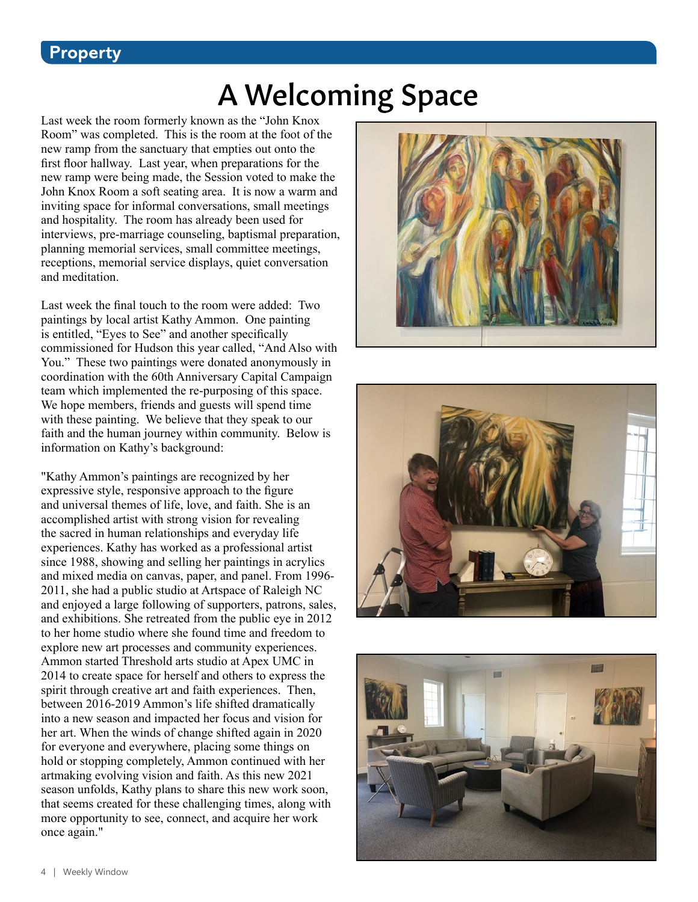# Property

## A Welcoming Space

Last week the room formerly known as the "John Knox Room" was completed. This is the room at the foot of the new ramp from the sanctuary that empties out onto the first floor hallway. Last year, when preparations for the new ramp were being made, the Session voted to make the John Knox Room a soft seating area. It is now a warm and inviting space for informal conversations, small meetings and hospitality. The room has already been used for interviews, pre-marriage counseling, baptismal preparation, planning memorial services, small committee meetings, receptions, memorial service displays, quiet conversation and meditation.

Last week the final touch to the room were added: Two paintings by local artist Kathy Ammon. One painting is entitled, "Eyes to See" and another specifically commissioned for Hudson this year called, "And Also with You." These two paintings were donated anonymously in coordination with the 60th Anniversary Capital Campaign team which implemented the re-purposing of this space. We hope members, friends and guests will spend time with these painting. We believe that they speak to our faith and the human journey within community. Below is information on Kathy's background:

"Kathy Ammon's paintings are recognized by her expressive style, responsive approach to the figure and universal themes of life, love, and faith. She is an accomplished artist with strong vision for revealing the sacred in human relationships and everyday life experiences. Kathy has worked as a professional artist since 1988, showing and selling her paintings in acrylics and mixed media on canvas, paper, and panel. From 1996-2011, she had a public studio at Artspace of Raleigh NC and enjoyed a large following of supporters, patrons, sales, and exhibitions. She retreated from the public eye in 2012 to her home studio where she found time and freedom to explore new art processes and community experiences. Ammon started Threshold arts studio at Apex UMC in 2014 to create space for herself and others to express the spirit through creative art and faith experiences. Then, between 2016-2019 Ammon's life shifted dramatically into a new season and impacted her focus and vision for her art. When the winds of change shifted again in 2020 for everyone and everywhere, placing some things on hold or stopping completely, Ammon continued with her artmaking evolving vision and faith. As this new 2021 season unfolds, Kathy plans to share this new work soon, that seems created for these challenging times, along with more opportunity to see, connect, and acquire her work once again."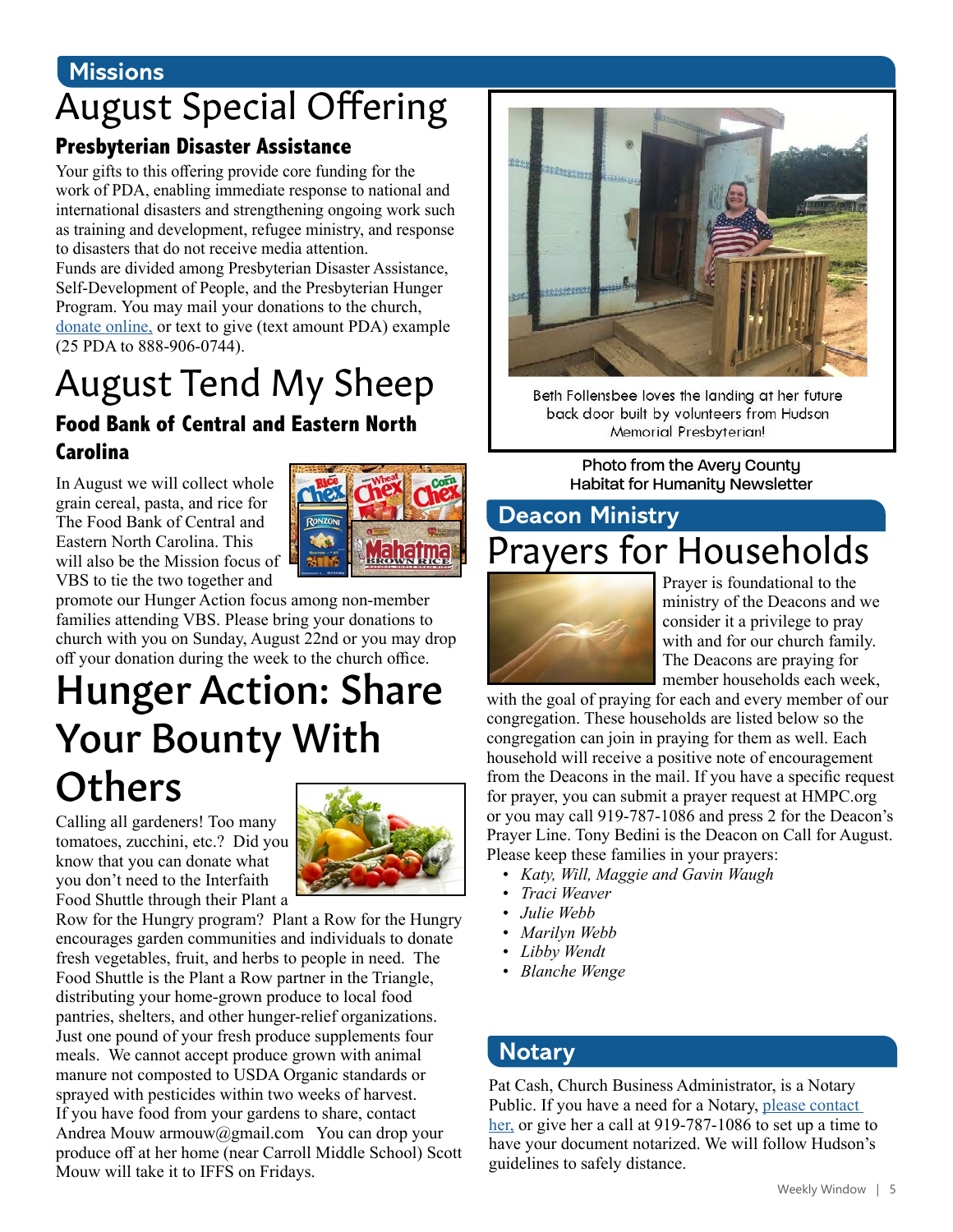## Missions

# August Special Offering

### Presbyterian Disaster Assistance

Your gifts to this offering provide core funding for the work of PDA, enabling immediate response to national and international disasters and strengthening ongoing work such as training and development, refugee ministry, and response to disasters that do not receive media attention.
Funds are divided among Presbyterian Disaster Assistance, Self-Development of People, and the Presbyterian Hunger Program. You may mail your donations to the church, donate online, or text to give (text amount PDA) example (25 PDA to 888-906-0744).

# August Tend My Sheep

### Food Bank of Central and Eastern North Carolina

In August we will collect whole grain cereal, pasta, and rice for The Food Bank of Central and Eastern North Carolina. This will also be the Mission focus of VBS to tie the two together and promote our Hunger Action focus among non-member families attending VBS. Please bring your donations to church with you on Sunday, August 22nd or you may drop off your donation during the week to the church office.

# Hunger Action: Share Your Bounty With Others

Calling all gardeners! Too many tomatoes, zucchini, etc.? Did you know that you can donate what you don't need to the Interfaith Food Shuttle through their Plant a Row for the Hungry program? Plant a Row for the Hungry encourages garden communities and individuals to donate fresh vegetables, fruit, and herbs to people in need. The Food Shuttle is the Plant a Row partner in the Triangle, distributing your home-grown produce to local food pantries, shelters, and other hunger-relief organizations. Just one pound of your fresh produce supplements four meals. We cannot accept produce grown with animal manure not composted to USDA Organic standards or sprayed with pesticides within two weeks of harvest.
If you have food from your gardens to share, contact Andrea Mouw armouw@gmail.com You can drop your produce off at her home (near Carroll Middle School) Scott Mouw will take it to IFFS on Fridays.

Beth Follensbee loves the landing at her future back door built by volunteers from Hudson Memorial Presbyterian!

**Photo from the Avery County Habitat for Humanity Newsletter**

## Deacon Ministry

# Prayers for Households

Prayer is foundational to the ministry of the Deacons and we consider it a privilege to pray with and for our church family. The Deacons are praying for member households each week, with the goal of praying for each and every member of our congregation. These households are listed below so the congregation can join in praying for them as well. Each household will receive a positive note of encouragement from the Deacons in the mail. If you have a specific request for prayer, you can submit a prayer request at HMPC.org or you may call 919-787-1086 and press 2 for the Deacon's Prayer Line. Tony Bedini is the Deacon on Call for August. Please keep these families in your prayers:

- *Katy, Will, Maggie and Gavin Waugh*
- *Traci Weaver*
- *Julie Webb*
- *Marilyn Webb*
- *Libby Wendt*
- *Blanche Wenge*

## Notary

Pat Cash, Church Business Administrator, is a Notary Public. If you have a need for a Notary, please contact her, or give her a call at 919-787-1086 to set up a time to have your document notarized. We will follow Hudson's guidelines to safely distance.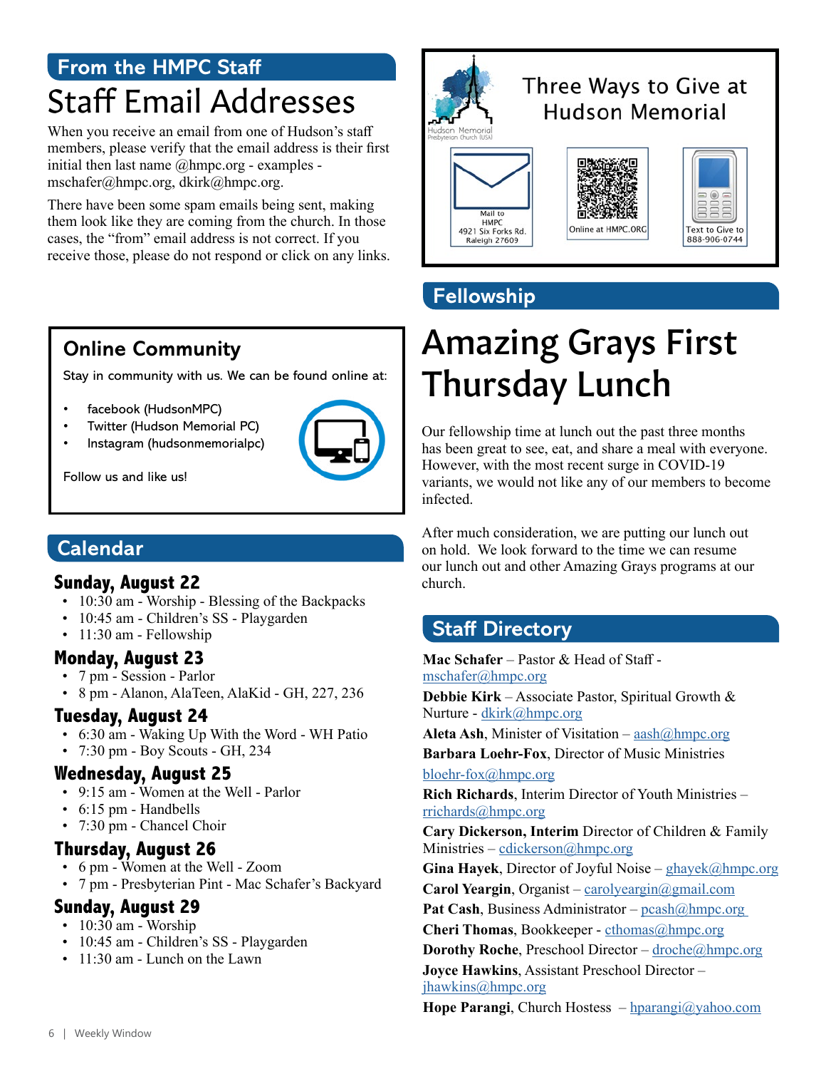## From the HMPC Staff

# Staff Email Addresses

When you receive an email from one of Hudson's staff members, please verify that the email address is their first initial then last name @hmpc.org - examples - mschafer@hmpc.org, dkirk@hmpc.org.

There have been some spam emails being sent, making them look like they are coming from the church. In those cases, the "from" email address is not correct. If you receive those, please do not respond or click on any links.

### Online Community

Stay in community with us. We can be found online at:

- facebook (HudsonMPC)
- Twitter (Hudson Memorial PC)
- Instagram (hudsonmemorialpc)

Follow us and like us!

## Calendar

**Sunday, August 22**

- 10:30 am - Worship - Blessing of the Backpacks
- 10:45 am - Children's SS - Playgarden
- 11:30 am - Fellowship

**Monday, August 23**

- 7 pm - Session - Parlor
- 8 pm - Alanon, AlaTeen, AlaKid - GH, 227, 236

**Tuesday, August 24**

- 6:30 am - Waking Up With the Word - WH Patio
- 7:30 pm - Boy Scouts - GH, 234

**Wednesday, August 25**

- 9:15 am - Women at the Well - Parlor
- 6:15 pm - Handbells
- 7:30 pm - Chancel Choir

**Thursday, August 26**

- 6 pm - Women at the Well - Zoom
- 7 pm - Presbyterian Pint - Mac Schafer's Backyard

**Sunday, August 29**

- 10:30 am - Worship
- 10:45 am - Children's SS - Playgarden
- 11:30 am - Lunch on the Lawn

### Three Ways to Give at Hudson Memorial

Hudson Memorial Presbyterian Church (USA)

- Mail to HMPC 4921 Six Forks Rd. Raleigh 27609
- Online at HMPC.ORG
- Text to Give to 888-906-0744

## Fellowship

# Amazing Grays First Thursday Lunch

Our fellowship time at lunch out the past three months has been great to see, eat, and share a meal with everyone. However, with the most recent surge in COVID-19 variants, we would not like any of our members to become infected.

After much consideration, we are putting our lunch out on hold. We look forward to the time we can resume our lunch out and other Amazing Grays programs at our church.

## Staff Directory

**Mac Schafer** – Pastor & Head of Staff - mschafer@hmpc.org

**Debbie Kirk** – Associate Pastor, Spiritual Growth & Nurture - dkirk@hmpc.org

**Aleta Ash**, Minister of Visitation – aash@hmpc.org

**Barbara Loehr-Fox**, Director of Music Ministries bloehr-fox@hmpc.org

**Rich Richards**, Interim Director of Youth Ministries – rrichards@hmpc.org

**Cary Dickerson, Interim** Director of Children & Family Ministries – cdickerson@hmpc.org

**Gina Hayek**, Director of Joyful Noise – ghayek@hmpc.org

**Carol Yeargin**, Organist – carolyeargin@gmail.com

**Pat Cash**, Business Administrator – pcash@hmpc.org

**Cheri Thomas**, Bookkeeper - cthomas@hmpc.org

**Dorothy Roche**, Preschool Director – droche@hmpc.org

**Joyce Hawkins**, Assistant Preschool Director – jhawkins@hmpc.org

**Hope Parangi**, Church Hostess – hparangi@yahoo.com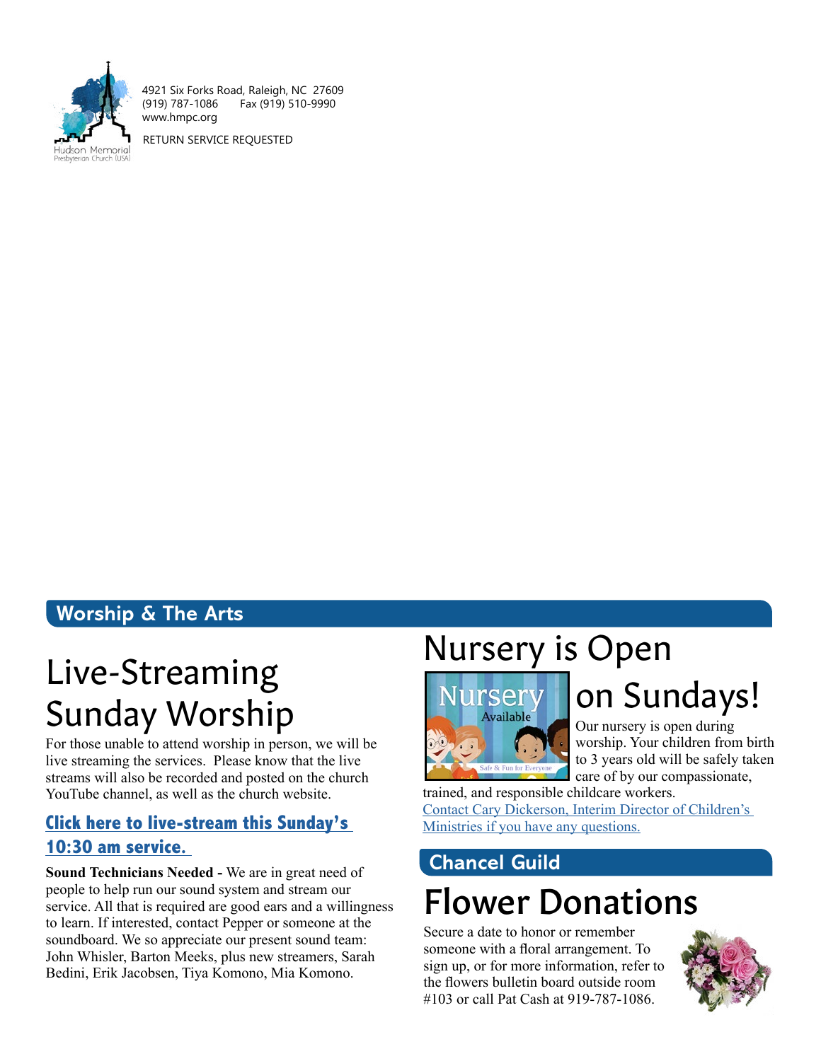4921 Six Forks Road, Raleigh, NC 27609
(919) 787-1086 Fax (919) 510-9990
www.hmpc.org

RETURN SERVICE REQUESTED

## Worship & The Arts

# Live-Streaming Sunday Worship

For those unable to attend worship in person, we will be live streaming the services. Please know that the live streams will also be recorded and posted on the church YouTube channel, as well as the church website.

### Click here to live-stream this Sunday's 10:30 am service.

**Sound Technicians Needed -** We are in great need of people to help run our sound system and stream our service. All that is required are good ears and a willingness to learn. If interested, contact Pepper or someone at the soundboard. We so appreciate our present sound team: John Whisler, Barton Meeks, plus new streamers, Sarah Bedini, Erik Jacobsen, Tiya Komono, Mia Komono.

# Nursery is Open on Sundays!

Our nursery is open during worship. Your children from birth to 3 years old will be safely taken care of by our compassionate, trained, and responsible childcare workers.
Contact Cary Dickerson, Interim Director of Children's Ministries if you have any questions.

## Chancel Guild

# Flower Donations

Secure a date to honor or remember someone with a floral arrangement. To sign up, or for more information, refer to the flowers bulletin board outside room #103 or call Pat Cash at 919-787-1086.